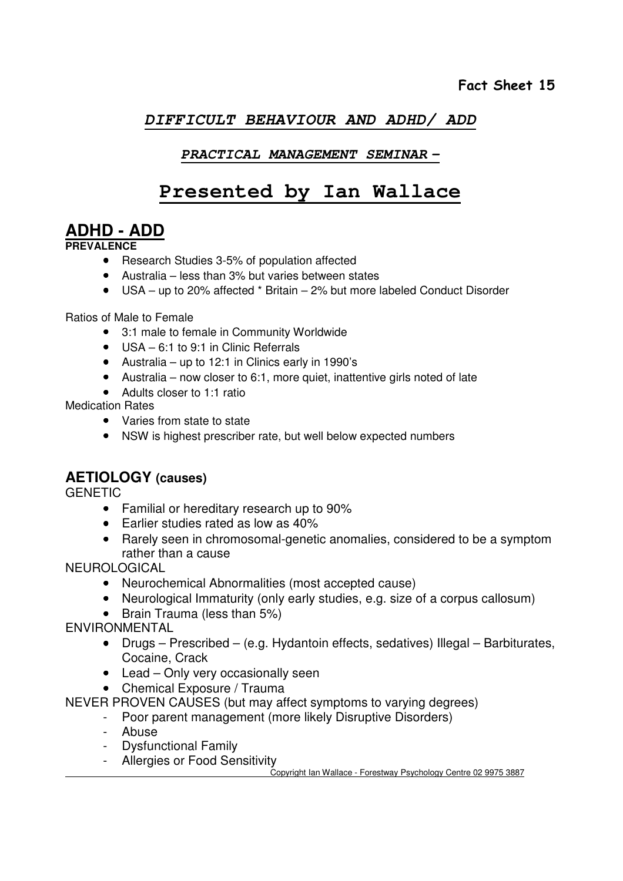**Fact Sheet 15**

## *DIFFICULT BEHAVIOUR AND ADHD/ ADD*

### *PRACTICAL MANAGEMENT SEMINAR –*

# Presented by Ian Wallace

## ADHD - ADD

**PREVALENCE**

- Research Studies 3-5% of population affected
- Australia – less than 3% but varies between states
- USA – up to 20% affected * Britain – 2% but more labeled Conduct Disorder

Ratios of Male to Female

- 3:1 male to female in Community Worldwide
- USA – 6:1 to 9:1 in Clinic Referrals
- Australia – up to 12:1 in Clinics early in 1990's
- Australia – now closer to 6:1, more quiet, inattentive girls noted of late
- Adults closer to 1:1 ratio

Medication Rates

- Varies from state to state
- NSW is highest prescriber rate, but well below expected numbers

### AETIOLOGY (causes)

GENETIC

- Familial or hereditary research up to 90%
- Earlier studies rated as low as 40%
- Rarely seen in chromosomal-genetic anomalies, considered to be a symptom rather than a cause

NEUROLOGICAL

- Neurochemical Abnormalities (most accepted cause)
- Neurological Immaturity (only early studies, e.g. size of a corpus callosum)
- Brain Trauma (less than 5%)

ENVIRONMENTAL

- Drugs – Prescribed – (e.g. Hydantoin effects, sedatives) Illegal – Barbiturates, Cocaine, Crack
- Lead – Only very occasionally seen
- Chemical Exposure / Trauma

NEVER PROVEN CAUSES (but may affect symptoms to varying degrees)

- Poor parent management (more likely Disruptive Disorders)
- Abuse
- Dysfunctional Family
- Allergies or Food Sensitivity

Copyright Ian Wallace - Forestway Psychology Centre 02 9975 3887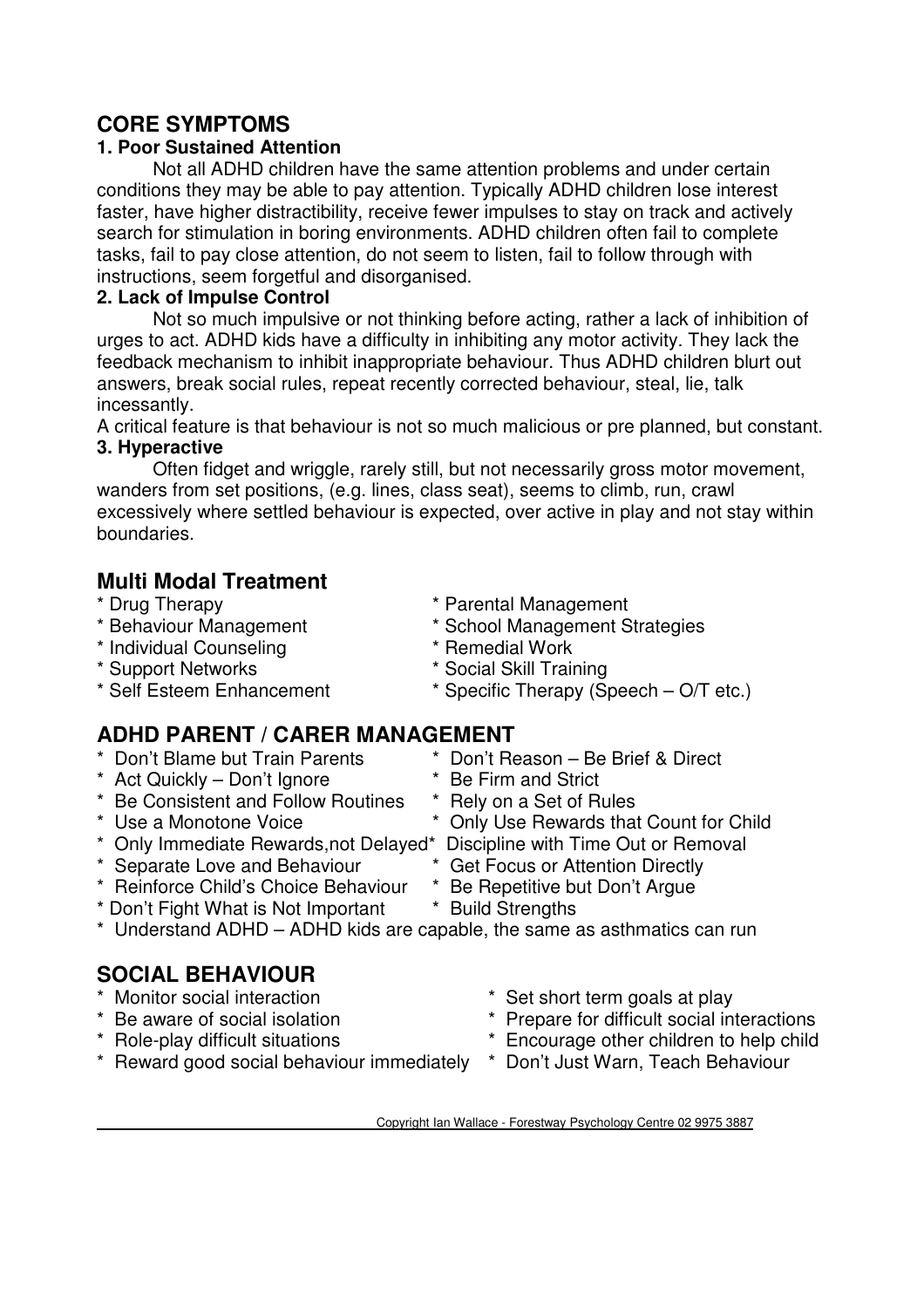## CORE SYMPTOMS

### 1. Poor Sustained Attention

Not all ADHD children have the same attention problems and under certain conditions they may be able to pay attention. Typically ADHD children lose interest faster, have higher distractibility, receive fewer impulses to stay on track and actively search for stimulation in boring environments. ADHD children often fail to complete tasks, fail to pay close attention, do not seem to listen, fail to follow through with instructions, seem forgetful and disorganised.

### 2. Lack of Impulse Control

Not so much impulsive or not thinking before acting, rather a lack of inhibition of urges to act. ADHD kids have a difficulty in inhibiting any motor activity. They lack the feedback mechanism to inhibit inappropriate behaviour. Thus ADHD children blurt out answers, break social rules, repeat recently corrected behaviour, steal, lie, talk incessantly.

A critical feature is that behaviour is not so much malicious or pre planned, but constant.

### 3. Hyperactive

Often fidget and wriggle, rarely still, but not necessarily gross motor movement, wanders from set positions, (e.g. lines, class seat), seems to climb, run, crawl excessively where settled behaviour is expected, over active in play and not stay within boundaries.

## Multi Modal Treatment

* Drug Therapy
* Behaviour Management
* Individual Counseling
* Support Networks
* Self Esteem Enhancement
* Parental Management
* School Management Strategies
* Remedial Work
* Social Skill Training
* Specific Therapy (Speech – O/T etc.)

## ADHD PARENT / CARER MANAGEMENT

* Don't Blame but Train Parents
* Act Quickly – Don't Ignore
* Be Consistent and Follow Routines
* Use a Monotone Voice
* Only Immediate Rewards,not Delayed
* Separate Love and Behaviour
* Reinforce Child's Choice Behaviour
* Don't Fight What is Not Important
* Don't Reason – Be Brief & Direct
* Be Firm and Strict
* Rely on a Set of Rules
* Only Use Rewards that Count for Child
* Discipline with Time Out or Removal
* Get Focus or Attention Directly
* Be Repetitive but Don't Argue
* Build Strengths
* Understand ADHD – ADHD kids are capable, the same as asthmatics can run

## SOCIAL BEHAVIOUR

* Monitor social interaction
* Be aware of social isolation
* Role-play difficult situations
* Reward good social behaviour immediately
* Set short term goals at play
* Prepare for difficult social interactions
* Encourage other children to help child
* Don't Just Warn, Teach Behaviour

Copyright Ian Wallace - Forestway Psychology Centre 02 9975 3887